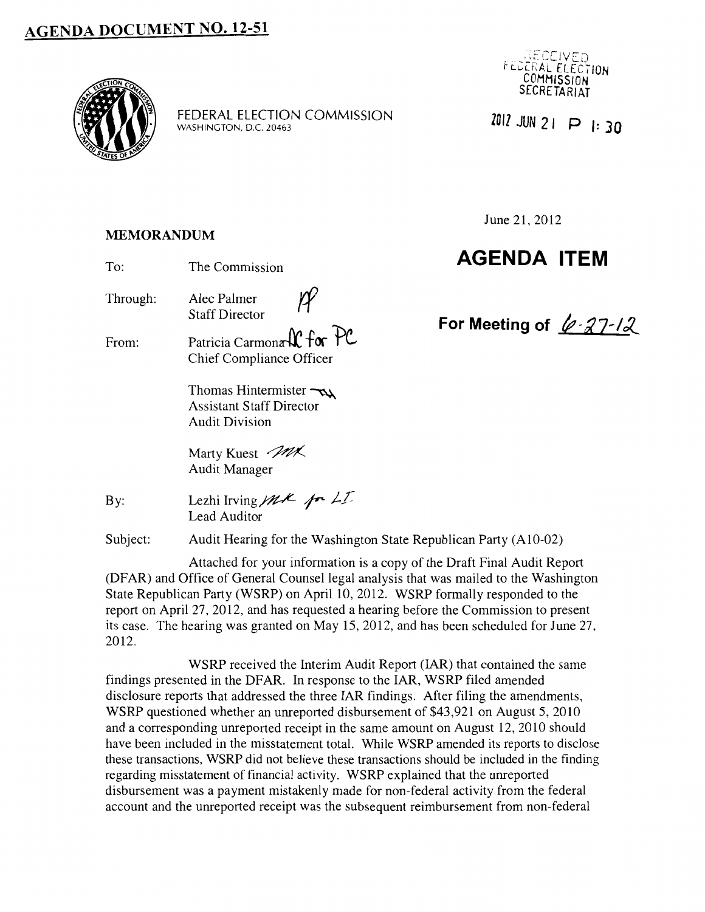# AGENDA DOCUMENT NO. 12-51

FEDERAL ELECTION COMMISSION
WASHINGTON, D.C. 20463

RECEIVED
FEDERAL ELECTION
COMMISSION
SECRETARIAT

2012 JUN 21 P 1:30

June 21, 2012

**MEMORANDUM**

**AGENDA ITEM**

**For Meeting of 6-27-12**

To: The Commission

Through: Alec Palmer
Staff Director

From: Patricia Carmona [initialed] for PC
Chief Compliance Officer

Thomas Hintermister
Assistant Staff Director
Audit Division

Marty Kuest
Audit Manager

By: Lezhi Irving [initialed] for LI
Lead Auditor

Subject: Audit Hearing for the Washington State Republican Party (A10-02)

Attached for your information is a copy of the Draft Final Audit Report (DFAR) and Office of General Counsel legal analysis that was mailed to the Washington State Republican Party (WSRP) on April 10, 2012. WSRP formally responded to the report on April 27, 2012, and has requested a hearing before the Commission to present its case. The hearing was granted on May 15, 2012, and has been scheduled for June 27, 2012.

WSRP received the Interim Audit Report (IAR) that contained the same findings presented in the DFAR. In response to the IAR, WSRP filed amended disclosure reports that addressed the three IAR findings. After filing the amendments, WSRP questioned whether an unreported disbursement of $43,921 on August 5, 2010 and a corresponding unreported receipt in the same amount on August 12, 2010 should have been included in the misstatement total. While WSRP amended its reports to disclose these transactions, WSRP did not believe these transactions should be included in the finding regarding misstatement of financial activity. WSRP explained that the unreported disbursement was a payment mistakenly made for non-federal activity from the federal account and the unreported receipt was the subsequent reimbursement from non-federal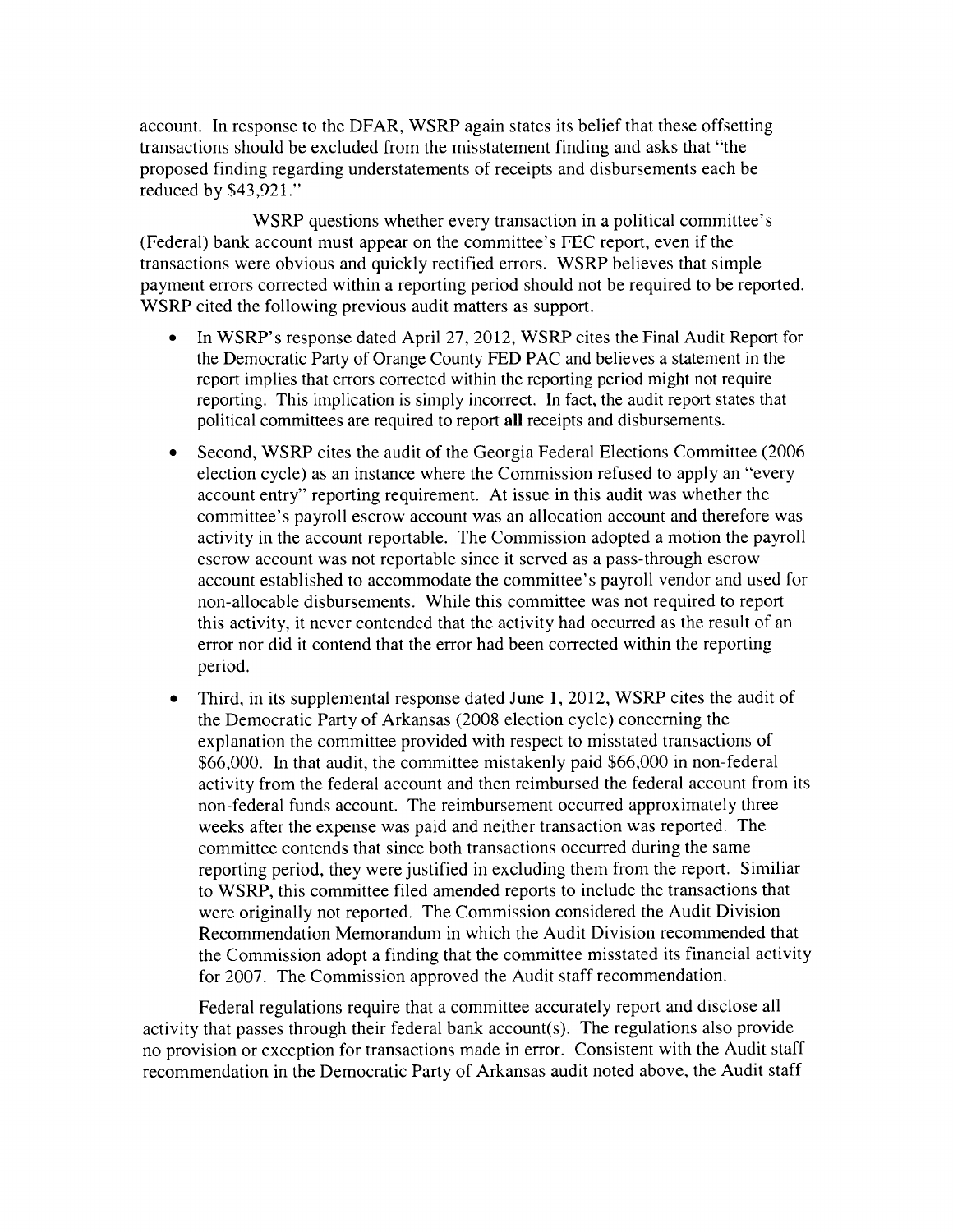account. In response to the DFAR, WSRP again states its belief that these offsetting transactions should be excluded from the misstatement finding and asks that "the proposed finding regarding understatements of receipts and disbursements each be reduced by $43,921."

WSRP questions whether every transaction in a political committee's (Federal) bank account must appear on the committee's FEC report, even if the transactions were obvious and quickly rectified errors. WSRP believes that simple payment errors corrected within a reporting period should not be required to be reported. WSRP cited the following previous audit matters as support.

- In WSRP's response dated April 27, 2012, WSRP cites the Final Audit Report for the Democratic Party of Orange County FED PAC and believes a statement in the report implies that errors corrected within the reporting period might not require reporting. This implication is simply incorrect. In fact, the audit report states that political committees are required to report **all** receipts and disbursements.
- Second, WSRP cites the audit of the Georgia Federal Elections Committee (2006 election cycle) as an instance where the Commission refused to apply an "every account entry" reporting requirement. At issue in this audit was whether the committee's payroll escrow account was an allocation account and therefore was activity in the account reportable. The Commission adopted a motion the payroll escrow account was not reportable since it served as a pass-through escrow account established to accommodate the committee's payroll vendor and used for non-allocable disbursements. While this committee was not required to report this activity, it never contended that the activity had occurred as the result of an error nor did it contend that the error had been corrected within the reporting period.
- Third, in its supplemental response dated June 1, 2012, WSRP cites the audit of the Democratic Party of Arkansas (2008 election cycle) concerning the explanation the committee provided with respect to misstated transactions of $66,000. In that audit, the committee mistakenly paid $66,000 in non-federal activity from the federal account and then reimbursed the federal account from its non-federal funds account. The reimbursement occurred approximately three weeks after the expense was paid and neither transaction was reported. The committee contends that since both transactions occurred during the same reporting period, they were justified in excluding them from the report. Similiar to WSRP, this committee filed amended reports to include the transactions that were originally not reported. The Commission considered the Audit Division Recommendation Memorandum in which the Audit Division recommended that the Commission adopt a finding that the committee misstated its financial activity for 2007. The Commission approved the Audit staff recommendation.

Federal regulations require that a committee accurately report and disclose all activity that passes through their federal bank account(s). The regulations also provide no provision or exception for transactions made in error. Consistent with the Audit staff recommendation in the Democratic Party of Arkansas audit noted above, the Audit staff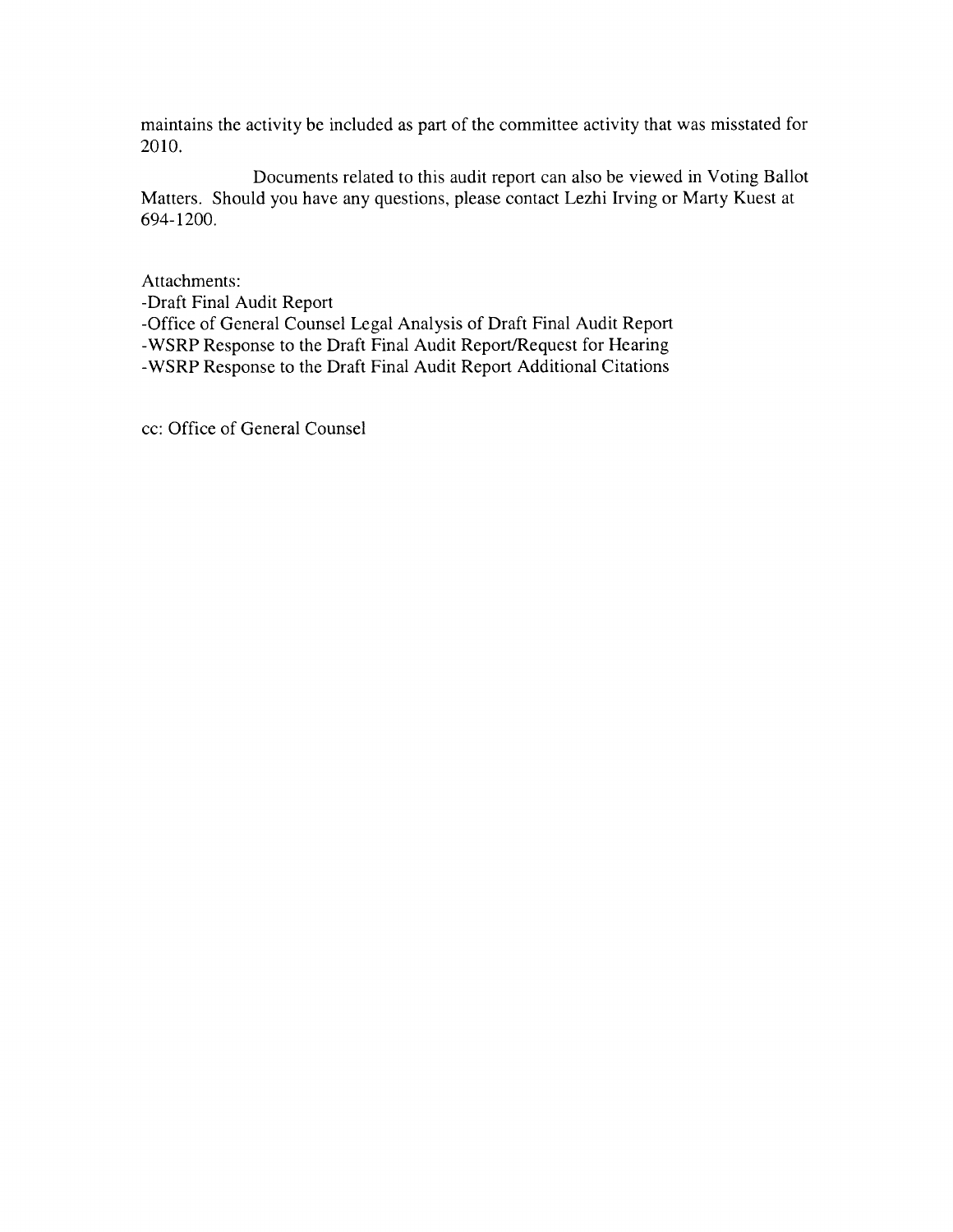maintains the activity be included as part of the committee activity that was misstated for 2010.

Documents related to this audit report can also be viewed in Voting Ballot Matters. Should you have any questions, please contact Lezhi Irving or Marty Kuest at 694-1200.

Attachments:
-Draft Final Audit Report
-Office of General Counsel Legal Analysis of Draft Final Audit Report
-WSRP Response to the Draft Final Audit Report/Request for Hearing
-WSRP Response to the Draft Final Audit Report Additional Citations

cc: Office of General Counsel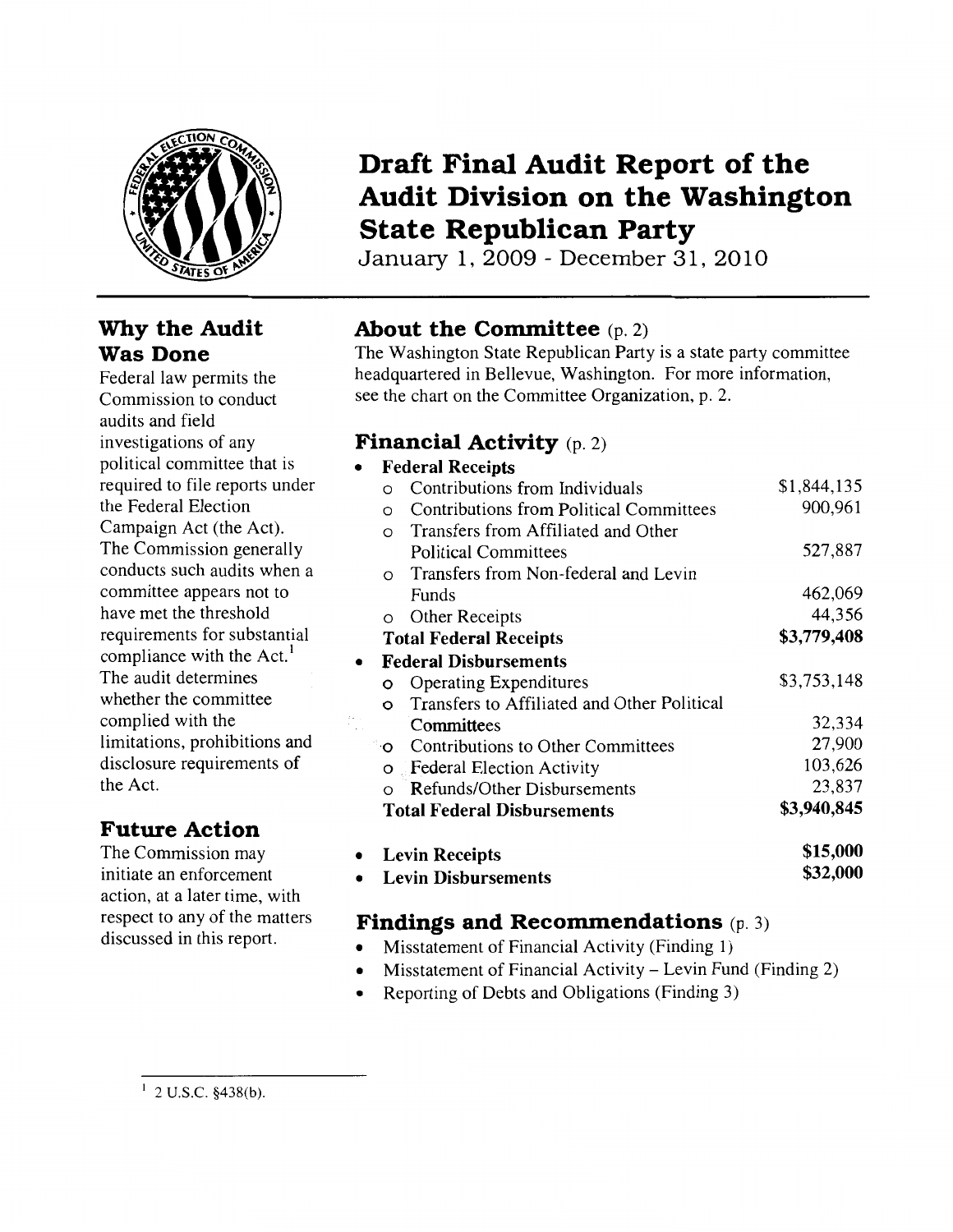# Draft Final Audit Report of the Audit Division on the Washington State Republican Party

January 1, 2009 - December 31, 2010

## Why the Audit Was Done

Federal law permits the Commission to conduct audits and field investigations of any political committee that is required to file reports under the Federal Election Campaign Act (the Act). The Commission generally conducts such audits when a committee appears not to have met the threshold requirements for substantial compliance with the Act.[1] The audit determines whether the committee complied with the limitations, prohibitions and disclosure requirements of the Act.

## Future Action

The Commission may initiate an enforcement action, at a later time, with respect to any of the matters discussed in this report.

## About the Committee (p. 2)

The Washington State Republican Party is a state party committee headquartered in Bellevue, Washington. For more information, see the chart on the Committee Organization, p. 2.

## Financial Activity (p. 2)

| | |
|---|---|
| • **Federal Receipts** | |
| o Contributions from Individuals | $1,844,135 |
| o Contributions from Political Committees | 900,961 |
| o Transfers from Affiliated and Other Political Committees | 527,887 |
| o Transfers from Non-federal and Levin Funds | 462,069 |
| o Other Receipts | 44,356 |
| **Total Federal Receipts** | **$3,779,408** |
| • **Federal Disbursements** | |
| o Operating Expenditures | $3,753,148 |
| o Transfers to Affiliated and Other Political Committees | 32,334 |
| o Contributions to Other Committees | 27,900 |
| o Federal Election Activity | 103,626 |
| o Refunds/Other Disbursements | 23,837 |
| **Total Federal Disbursements** | **$3,940,845** |
| • **Levin Receipts** | **$15,000** |
| • **Levin Disbursements** | **$32,000** |

## Findings and Recommendations (p. 3)

- Misstatement of Financial Activity (Finding 1)
- Misstatement of Financial Activity – Levin Fund (Finding 2)
- Reporting of Debts and Obligations (Finding 3)

---

[1] 2 U.S.C. §438(b).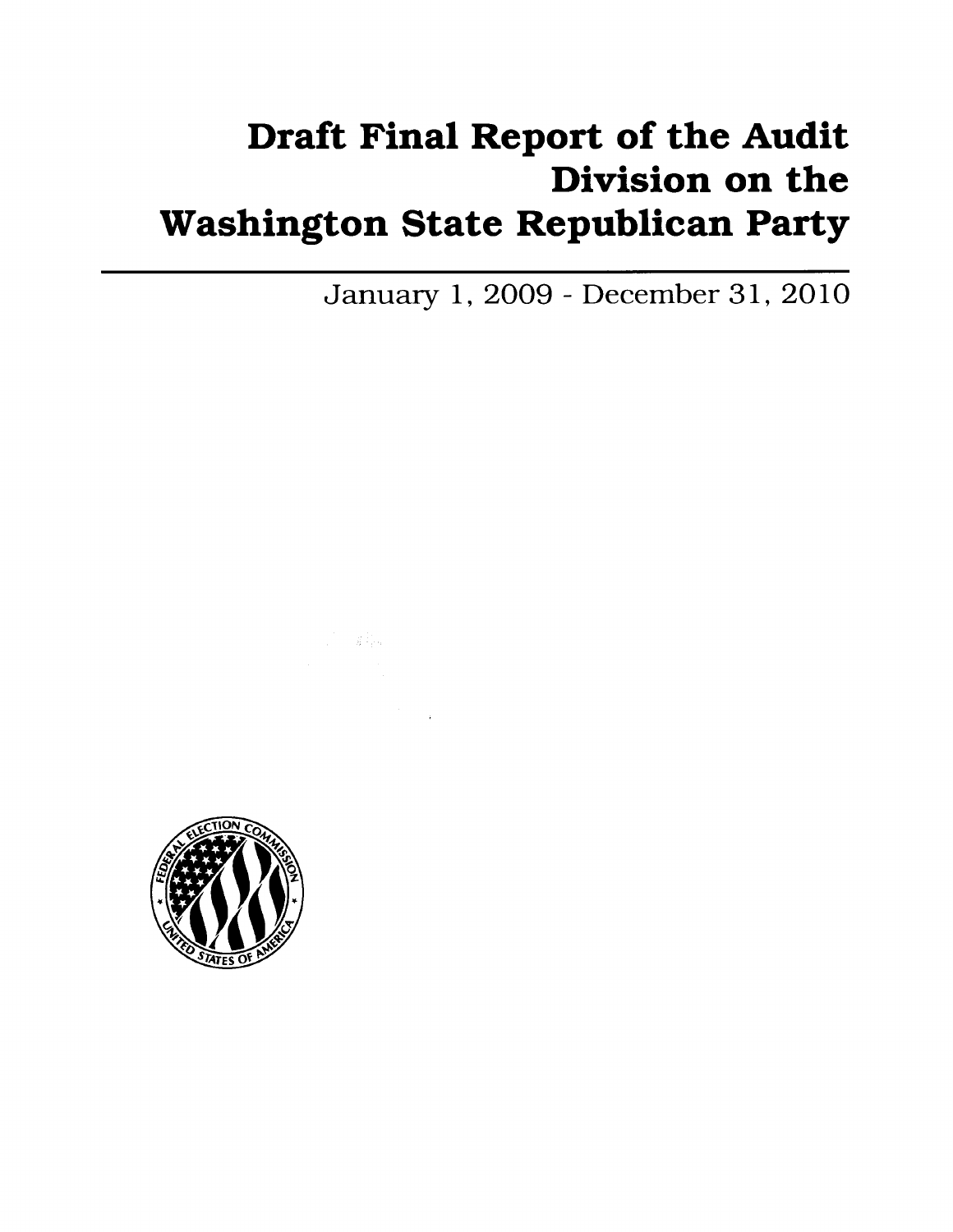# Draft Final Report of the Audit Division on the Washington State Republican Party

January 1, 2009 - December 31, 2010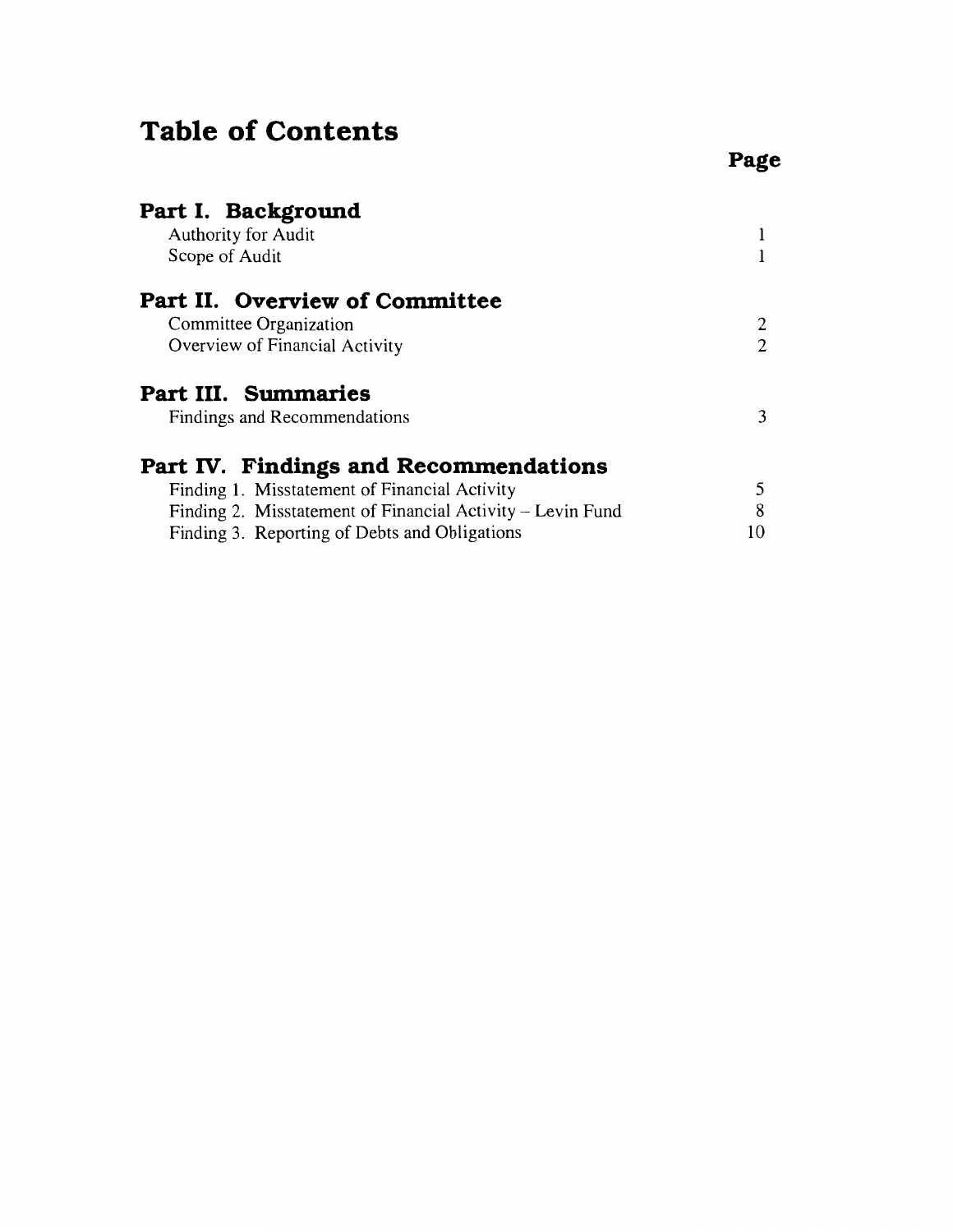# Table of Contents

| | Page |
|---|---|
| **Part I. Background** | |
| Authority for Audit | 1 |
| Scope of Audit | 1 |
| **Part II. Overview of Committee** | |
| Committee Organization | 2 |
| Overview of Financial Activity | 2 |
| **Part III. Summaries** | |
| Findings and Recommendations | 3 |
| **Part IV. Findings and Recommendations** | |
| Finding 1. Misstatement of Financial Activity | 5 |
| Finding 2. Misstatement of Financial Activity – Levin Fund | 8 |
| Finding 3. Reporting of Debts and Obligations | 10 |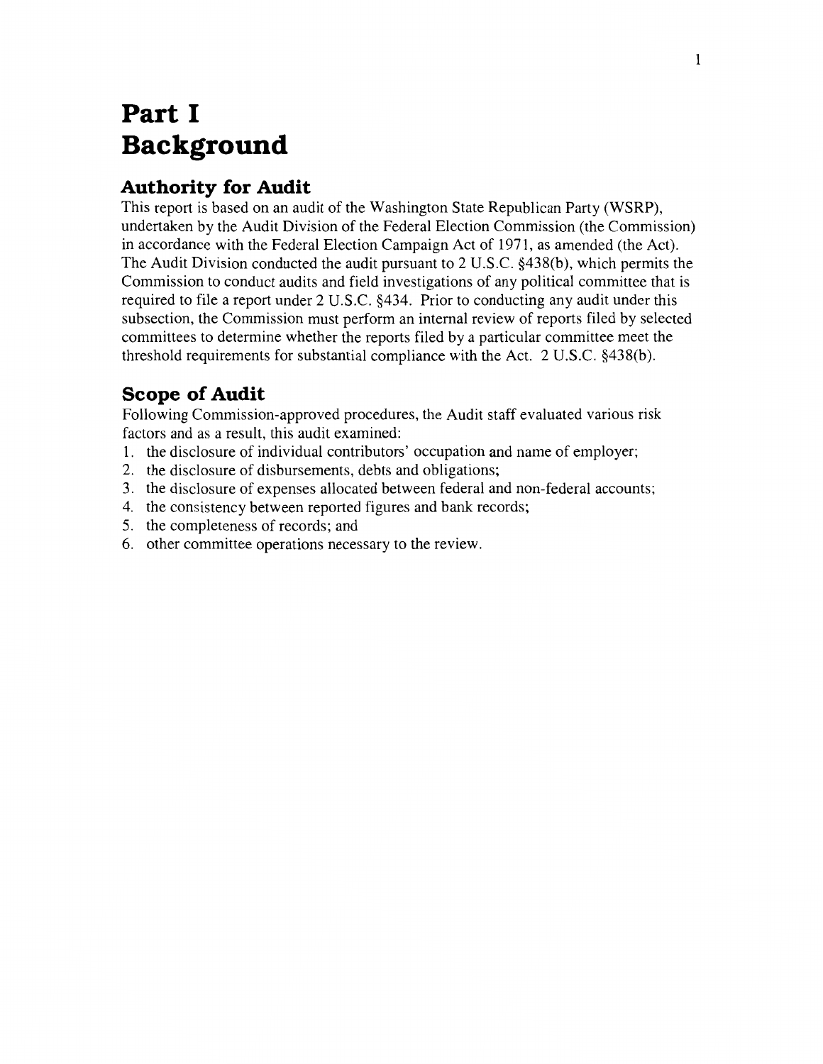# Part I
# Background

## Authority for Audit

This report is based on an audit of the Washington State Republican Party (WSRP), undertaken by the Audit Division of the Federal Election Commission (the Commission) in accordance with the Federal Election Campaign Act of 1971, as amended (the Act). The Audit Division conducted the audit pursuant to 2 U.S.C. §438(b), which permits the Commission to conduct audits and field investigations of any political committee that is required to file a report under 2 U.S.C. §434. Prior to conducting any audit under this subsection, the Commission must perform an internal review of reports filed by selected committees to determine whether the reports filed by a particular committee meet the threshold requirements for substantial compliance with the Act. 2 U.S.C. §438(b).

## Scope of Audit

Following Commission-approved procedures, the Audit staff evaluated various risk factors and as a result, this audit examined:

1. the disclosure of individual contributors' occupation and name of employer;
2. the disclosure of disbursements, debts and obligations;
3. the disclosure of expenses allocated between federal and non-federal accounts;
4. the consistency between reported figures and bank records;
5. the completeness of records; and
6. other committee operations necessary to the review.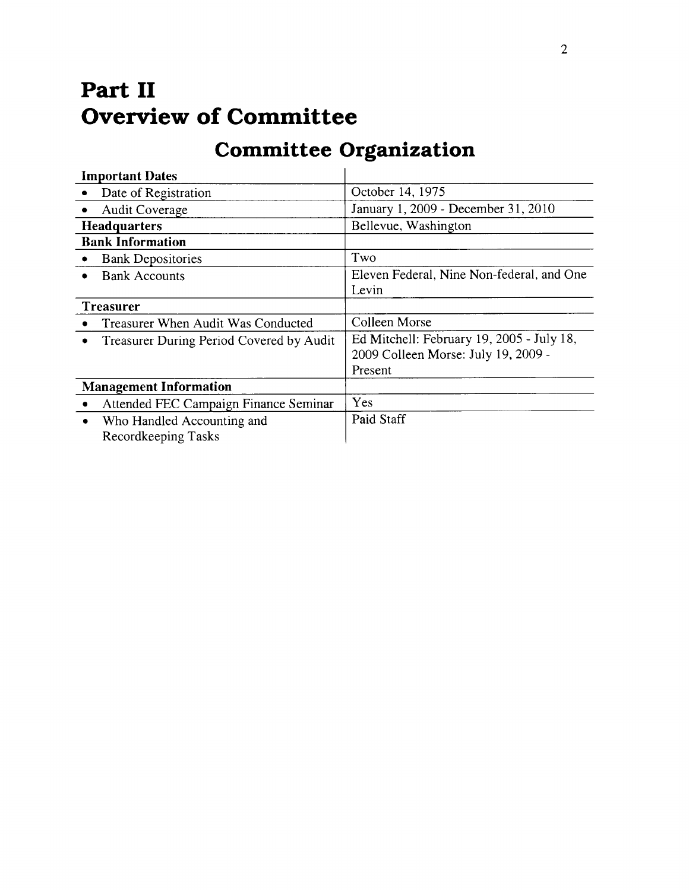# Part II
# Overview of Committee

## Committee Organization

| Important Dates | |
|---|---|
| • Date of Registration | October 14, 1975 |
| • Audit Coverage | January 1, 2009 - December 31, 2010 |
| **Headquarters** | Bellevue, Washington |
| **Bank Information** | |
| • Bank Depositories | Two |
| • Bank Accounts | Eleven Federal, Nine Non-federal, and One Levin |
| **Treasurer** | |
| • Treasurer When Audit Was Conducted | Colleen Morse |
| • Treasurer During Period Covered by Audit | Ed Mitchell: February 19, 2005 - July 18, 2009 Colleen Morse: July 19, 2009 - Present |
| **Management Information** | |
| • Attended FEC Campaign Finance Seminar | Yes |
| • Who Handled Accounting and Recordkeeping Tasks | Paid Staff |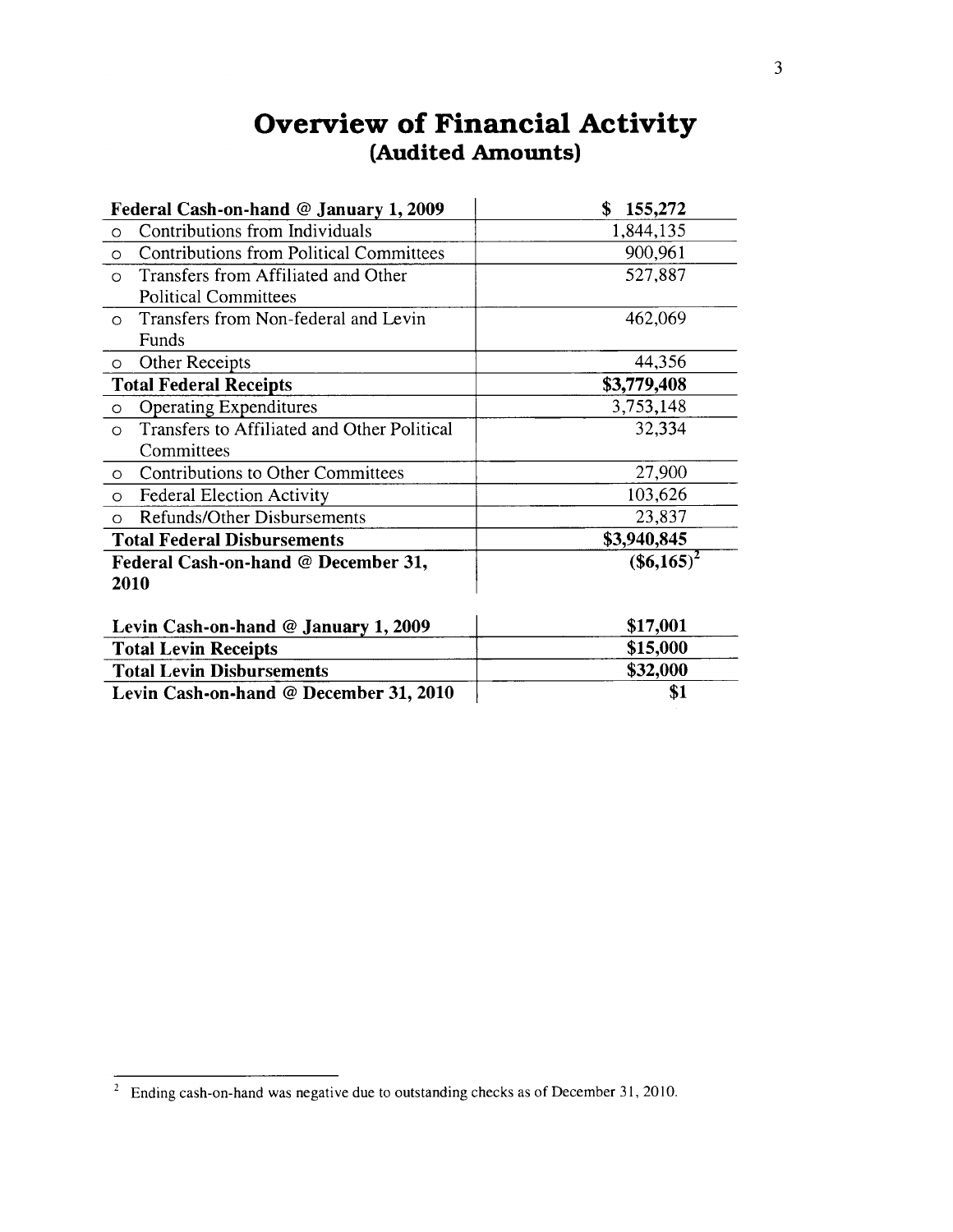# Overview of Financial Activity
## (Audited Amounts)

| Federal Cash-on-hand @ January 1, 2009 | $ 155,272 |
|---|---|
| ○ Contributions from Individuals | 1,844,135 |
| ○ Contributions from Political Committees | 900,961 |
| ○ Transfers from Affiliated and Other Political Committees | 527,887 |
| ○ Transfers from Non-federal and Levin Funds | 462,069 |
| ○ Other Receipts | 44,356 |
| **Total Federal Receipts** | **$3,779,408** |
| ○ Operating Expenditures | 3,753,148 |
| ○ Transfers to Affiliated and Other Political Committees | 32,334 |
| ○ Contributions to Other Committees | 27,900 |
| ○ Federal Election Activity | 103,626 |
| ○ Refunds/Other Disbursements | 23,837 |
| **Total Federal Disbursements** | **$3,940,845** |
| **Federal Cash-on-hand @ December 31, 2010** | **($6,165)**[2] |

| Levin Cash-on-hand @ January 1, 2009 | $17,001 |
|---|---|
| **Total Levin Receipts** | **$15,000** |
| **Total Levin Disbursements** | **$32,000** |
| **Levin Cash-on-hand @ December 31, 2010** | **$1** |

[2] Ending cash-on-hand was negative due to outstanding checks as of December 31, 2010.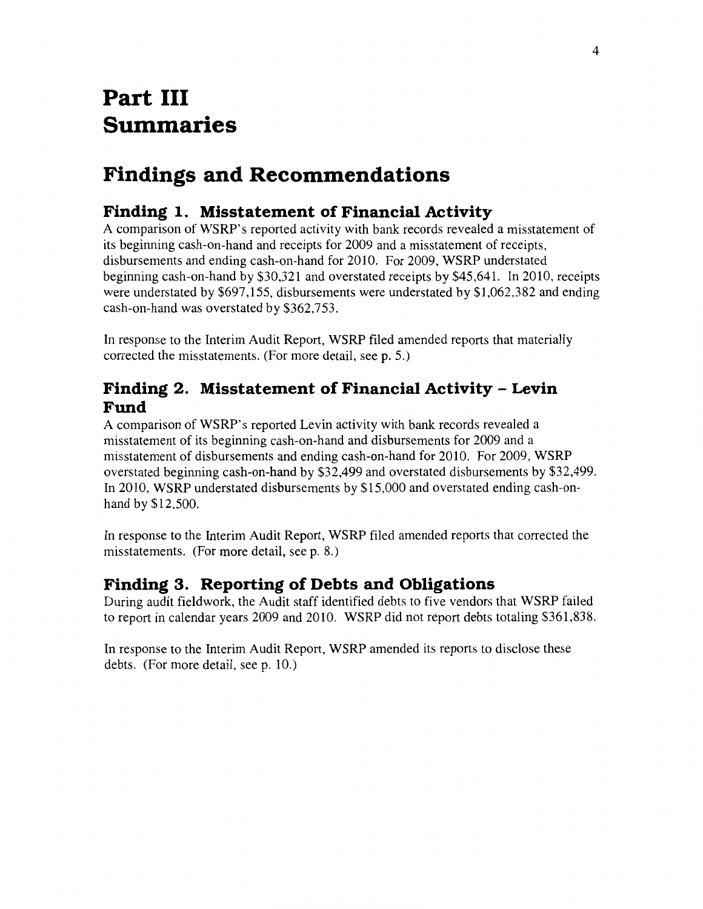# Part III Summaries

## Findings and Recommendations

### Finding 1. Misstatement of Financial Activity

A comparison of WSRP's reported activity with bank records revealed a misstatement of its beginning cash-on-hand and receipts for 2009 and a misstatement of receipts, disbursements and ending cash-on-hand for 2010. For 2009, WSRP understated beginning cash-on-hand by $30,321 and overstated receipts by $45,641. In 2010, receipts were understated by $697,155, disbursements were understated by $1,062,382 and ending cash-on-hand was overstated by $362,753.

In response to the Interim Audit Report, WSRP filed amended reports that materially corrected the misstatements. (For more detail, see p. 5.)

### Finding 2. Misstatement of Financial Activity – Levin Fund

A comparison of WSRP's reported Levin activity with bank records revealed a misstatement of its beginning cash-on-hand and disbursements for 2009 and a misstatement of disbursements and ending cash-on-hand for 2010. For 2009, WSRP overstated beginning cash-on-hand by $32,499 and overstated disbursements by $32,499. In 2010, WSRP understated disbursements by $15,000 and overstated ending cash-on-hand by $12,500.

In response to the Interim Audit Report, WSRP filed amended reports that corrected the misstatements. (For more detail, see p. 8.)

### Finding 3. Reporting of Debts and Obligations

During audit fieldwork, the Audit staff identified debts to five vendors that WSRP failed to report in calendar years 2009 and 2010. WSRP did not report debts totaling $361,838.

In response to the Interim Audit Report, WSRP amended its reports to disclose these debts. (For more detail, see p. 10.)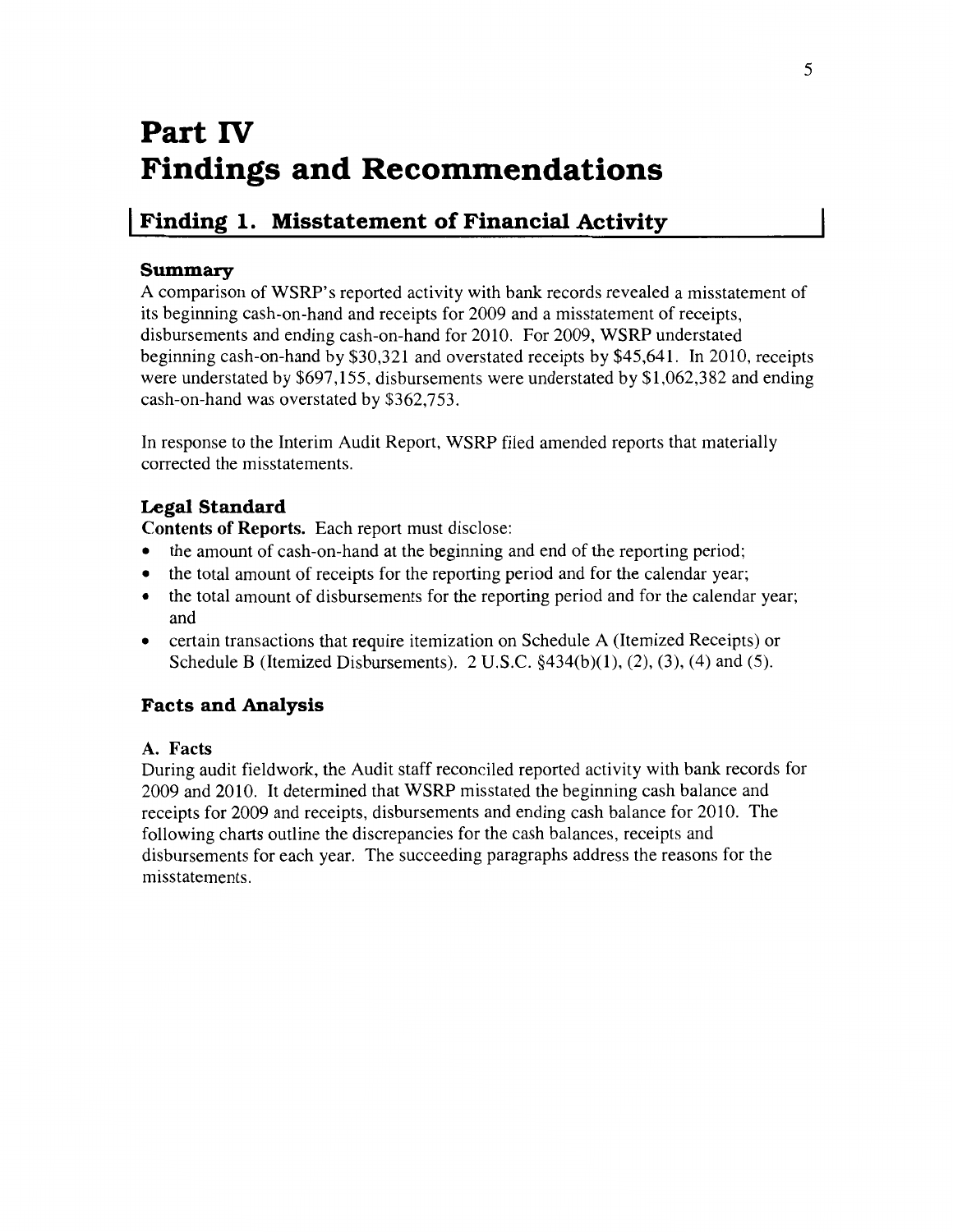# Part IV
# Findings and Recommendations

## Finding 1. Misstatement of Financial Activity

### Summary

A comparison of WSRP's reported activity with bank records revealed a misstatement of its beginning cash-on-hand and receipts for 2009 and a misstatement of receipts, disbursements and ending cash-on-hand for 2010. For 2009, WSRP understated beginning cash-on-hand by $30,321 and overstated receipts by $45,641. In 2010, receipts were understated by $697,155, disbursements were understated by $1,062,382 and ending cash-on-hand was overstated by $362,753.

In response to the Interim Audit Report, WSRP filed amended reports that materially corrected the misstatements.

### Legal Standard

**Contents of Reports.** Each report must disclose:

- the amount of cash-on-hand at the beginning and end of the reporting period;
- the total amount of receipts for the reporting period and for the calendar year;
- the total amount of disbursements for the reporting period and for the calendar year; and
- certain transactions that require itemization on Schedule A (Itemized Receipts) or Schedule B (Itemized Disbursements). 2 U.S.C. §434(b)(1), (2), (3), (4) and (5).

### Facts and Analysis

#### A. Facts

During audit fieldwork, the Audit staff reconciled reported activity with bank records for 2009 and 2010. It determined that WSRP misstated the beginning cash balance and receipts for 2009 and receipts, disbursements and ending cash balance for 2010. The following charts outline the discrepancies for the cash balances, receipts and disbursements for each year. The succeeding paragraphs address the reasons for the misstatements.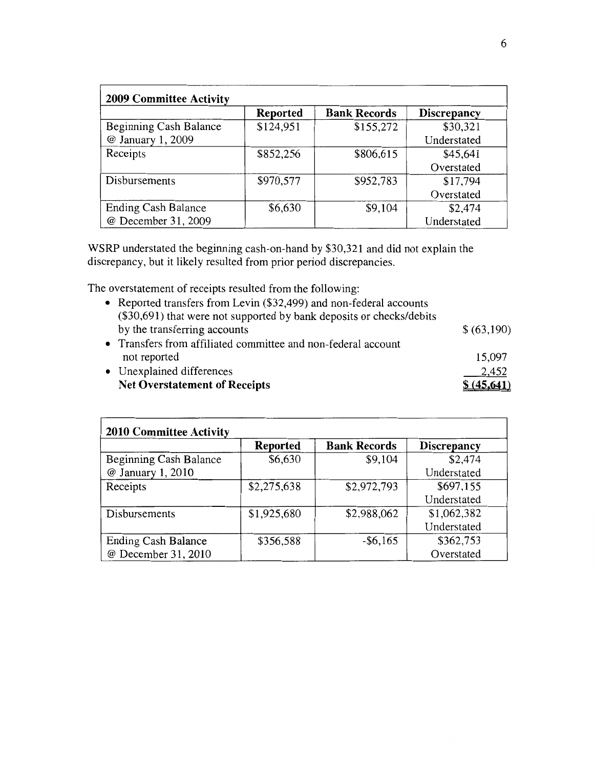| 2009 Committee Activity | | | |
|---|---|---|---|
| | **Reported** | **Bank Records** | **Discrepancy** |
| Beginning Cash Balance @ January 1, 2009 | \$124,951 | \$155,272 | \$30,321 Understated |
| Receipts | \$852,256 | \$806,615 | \$45,641 Overstated |
| Disbursements | \$970,577 | \$952,783 | \$17,794 Overstated |
| Ending Cash Balance @ December 31, 2009 | \$6,630 | \$9,104 | \$2,474 Understated |

WSRP understated the beginning cash-on-hand by \$30,321 and did not explain the discrepancy, but it likely resulted from prior period discrepancies.

The overstatement of receipts resulted from the following:

| | |
|---|---|
| • Reported transfers from Levin (\$32,499) and non-federal accounts (\$30,691) that were not supported by bank deposits or checks/debits by the transferring accounts | \$ (63,190) |
| • Transfers from affiliated committee and non-federal account not reported | 15,097 |
| • Unexplained differences | 2,452 |
| **Net Overstatement of Receipts** | **\$ (45,641)** |

| 2010 Committee Activity | | | |
|---|---|---|---|
| | **Reported** | **Bank Records** | **Discrepancy** |
| Beginning Cash Balance @ January 1, 2010 | \$6,630 | \$9,104 | \$2,474 Understated |
| Receipts | \$2,275,638 | \$2,972,793 | \$697,155 Understated |
| Disbursements | \$1,925,680 | \$2,988,062 | \$1,062,382 Understated |
| Ending Cash Balance @ December 31, 2010 | \$356,588 | -\$6,165 | \$362,753 Overstated |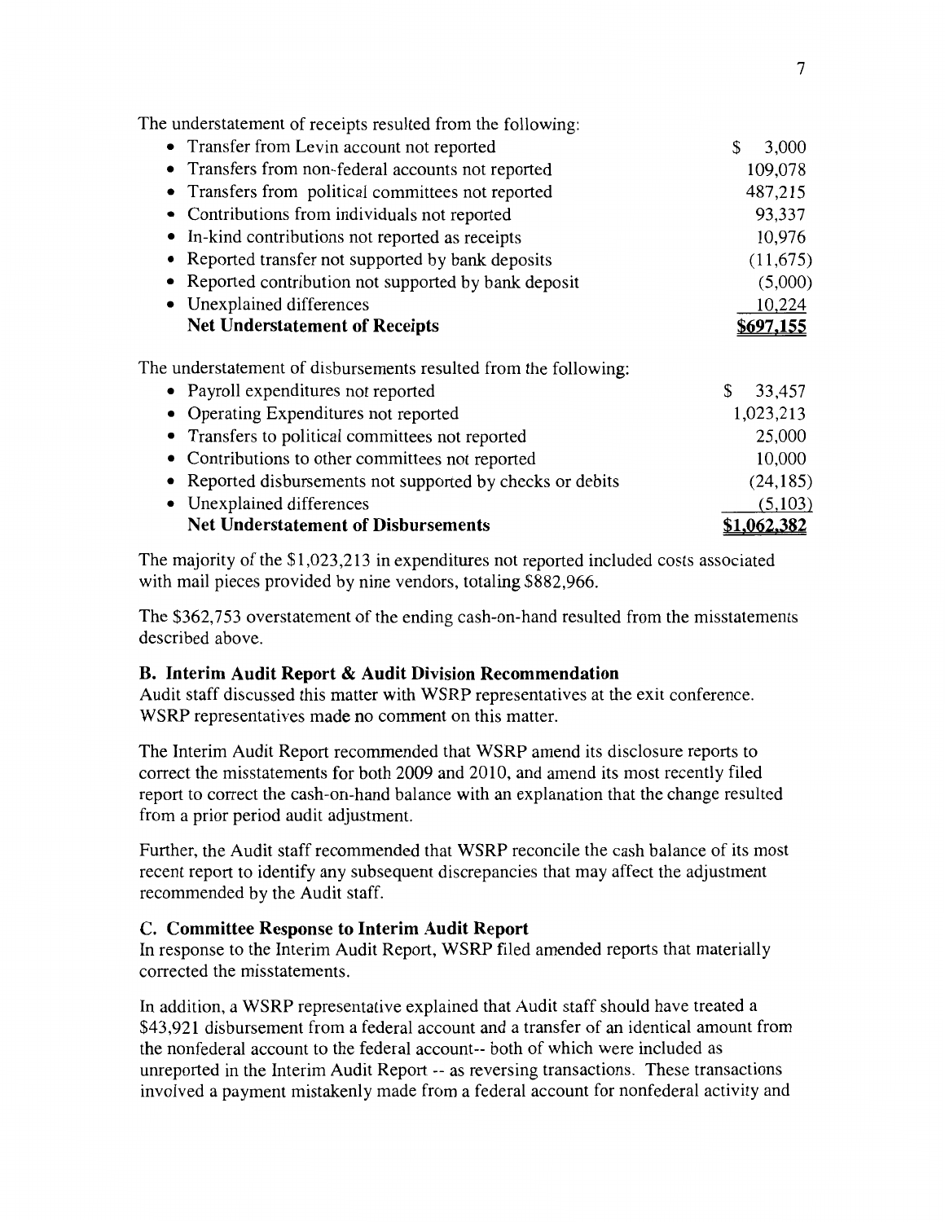The understatement of receipts resulted from the following:

| | |
|---|---|
| • Transfer from Levin account not reported | $ 3,000 |
| • Transfers from non-federal accounts not reported | 109,078 |
| • Transfers from political committees not reported | 487,215 |
| • Contributions from individuals not reported | 93,337 |
| • In-kind contributions not reported as receipts | 10,976 |
| • Reported transfer not supported by bank deposits | (11,675) |
| • Reported contribution not supported by bank deposit | (5,000) |
| • Unexplained differences | 10,224 |
| **Net Understatement of Receipts** | **$697,155** |

The understatement of disbursements resulted from the following:

| | |
|---|---|
| • Payroll expenditures not reported | $ 33,457 |
| • Operating Expenditures not reported | 1,023,213 |
| • Transfers to political committees not reported | 25,000 |
| • Contributions to other committees not reported | 10,000 |
| • Reported disbursements not supported by checks or debits | (24,185) |
| • Unexplained differences | (5,103) |
| **Net Understatement of Disbursements** | **$1,062,382** |

The majority of the $1,023,213 in expenditures not reported included costs associated with mail pieces provided by nine vendors, totaling $882,966.

The $362,753 overstatement of the ending cash-on-hand resulted from the misstatements described above.

### B. Interim Audit Report & Audit Division Recommendation

Audit staff discussed this matter with WSRP representatives at the exit conference. WSRP representatives made no comment on this matter.

The Interim Audit Report recommended that WSRP amend its disclosure reports to correct the misstatements for both 2009 and 2010, and amend its most recently filed report to correct the cash-on-hand balance with an explanation that the change resulted from a prior period audit adjustment.

Further, the Audit staff recommended that WSRP reconcile the cash balance of its most recent report to identify any subsequent discrepancies that may affect the adjustment recommended by the Audit staff.

### C. Committee Response to Interim Audit Report

In response to the Interim Audit Report, WSRP filed amended reports that materially corrected the misstatements.

In addition, a WSRP representative explained that Audit staff should have treated a $43,921 disbursement from a federal account and a transfer of an identical amount from the nonfederal account to the federal account-- both of which were included as unreported in the Interim Audit Report -- as reversing transactions. These transactions involved a payment mistakenly made from a federal account for nonfederal activity and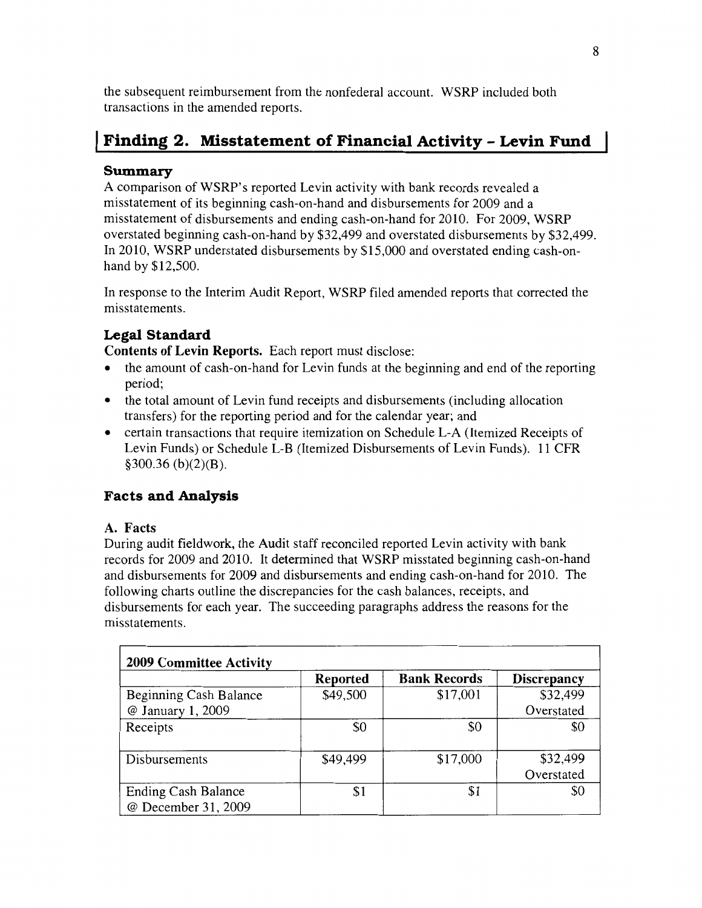the subsequent reimbursement from the nonfederal account. WSRP included both transactions in the amended reports.

## Finding 2. Misstatement of Financial Activity - Levin Fund

### Summary

A comparison of WSRP's reported Levin activity with bank records revealed a misstatement of its beginning cash-on-hand and disbursements for 2009 and a misstatement of disbursements and ending cash-on-hand for 2010. For 2009, WSRP overstated beginning cash-on-hand by $32,499 and overstated disbursements by $32,499. In 2010, WSRP understated disbursements by $15,000 and overstated ending cash-on-hand by $12,500.

In response to the Interim Audit Report, WSRP filed amended reports that corrected the misstatements.

### Legal Standard

**Contents of Levin Reports.** Each report must disclose:

- the amount of cash-on-hand for Levin funds at the beginning and end of the reporting period;
- the total amount of Levin fund receipts and disbursements (including allocation transfers) for the reporting period and for the calendar year; and
- certain transactions that require itemization on Schedule L-A (Itemized Receipts of Levin Funds) or Schedule L-B (Itemized Disbursements of Levin Funds). 11 CFR §300.36 (b)(2)(B).

### Facts and Analysis

#### A. Facts

During audit fieldwork, the Audit staff reconciled reported Levin activity with bank records for 2009 and 2010. It determined that WSRP misstated beginning cash-on-hand and disbursements for 2009 and disbursements and ending cash-on-hand for 2010. The following charts outline the discrepancies for the cash balances, receipts, and disbursements for each year. The succeeding paragraphs address the reasons for the misstatements.

| 2009 Committee Activity | | | |
|---|---|---|---|
| | **Reported** | **Bank Records** | **Discrepancy** |
| Beginning Cash Balance @ January 1, 2009 | $49,500 | $17,001 | $32,499 Overstated |
| Receipts | $0 | $0 | $0 |
| Disbursements | $49,499 | $17,000 | $32,499 Overstated |
| Ending Cash Balance @ December 31, 2009 | $1 | $1 | $0 |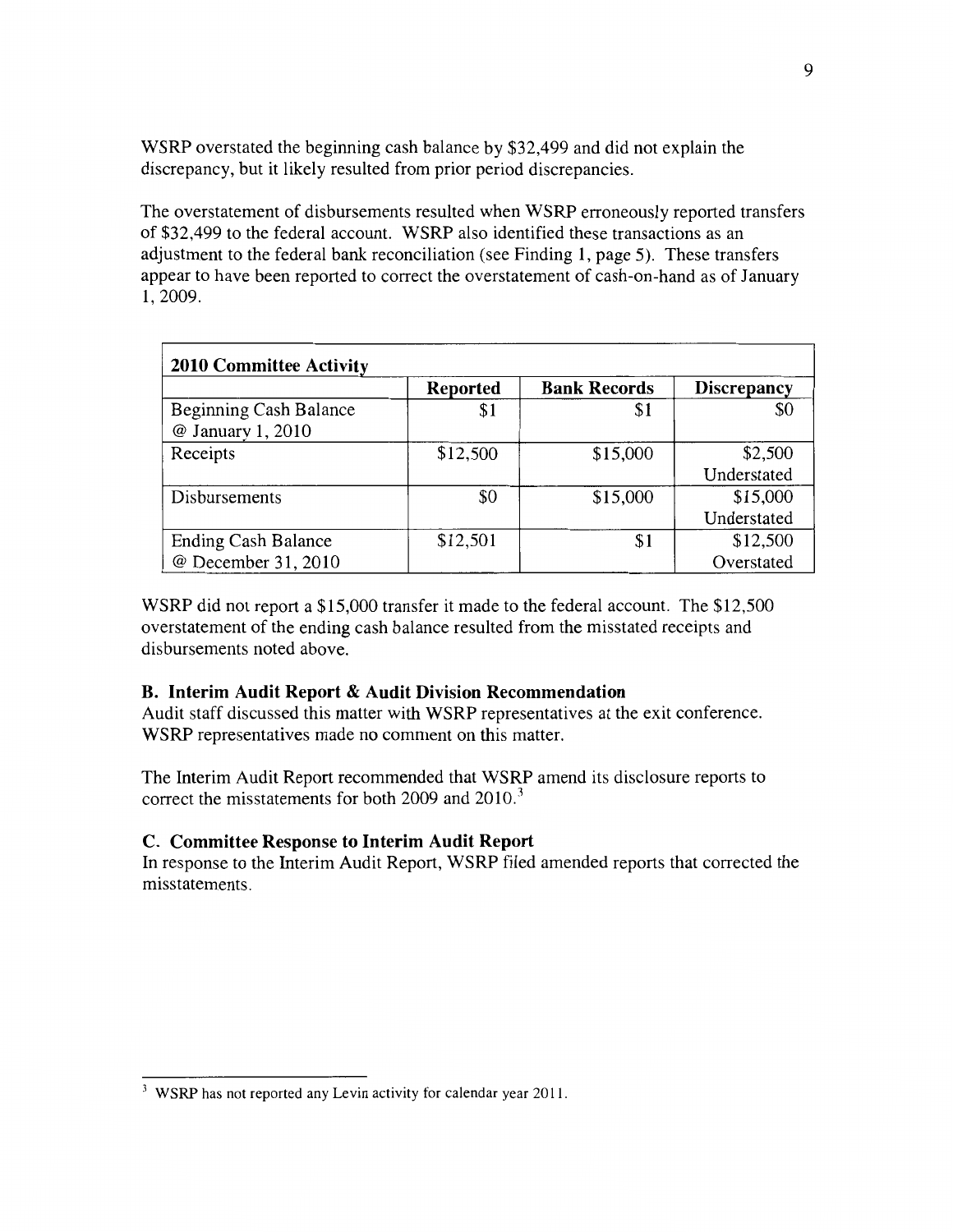WSRP overstated the beginning cash balance by $32,499 and did not explain the discrepancy, but it likely resulted from prior period discrepancies.

The overstatement of disbursements resulted when WSRP erroneously reported transfers of $32,499 to the federal account. WSRP also identified these transactions as an adjustment to the federal bank reconciliation (see Finding 1, page 5). These transfers appear to have been reported to correct the overstatement of cash-on-hand as of January 1, 2009.

| **2010 Committee Activity** | | | |
|---|---|---|---|
| | **Reported** | **Bank Records** | **Discrepancy** |
| Beginning Cash Balance @ January 1, 2010 | $1 | $1 | $0 |
| Receipts | $12,500 | $15,000 | $2,500 Understated |
| Disbursements | $0 | $15,000 | $15,000 Understated |
| Ending Cash Balance @ December 31, 2010 | $12,501 | $1 | $12,500 Overstated |

WSRP did not report a $15,000 transfer it made to the federal account. The $12,500 overstatement of the ending cash balance resulted from the misstated receipts and disbursements noted above.

### B. Interim Audit Report & Audit Division Recommendation

Audit staff discussed this matter with WSRP representatives at the exit conference. WSRP representatives made no comment on this matter.

The Interim Audit Report recommended that WSRP amend its disclosure reports to correct the misstatements for both 2009 and 2010.[3]

### C. Committee Response to Interim Audit Report

In response to the Interim Audit Report, WSRP filed amended reports that corrected the misstatements.

---

[3] WSRP has not reported any Levin activity for calendar year 2011.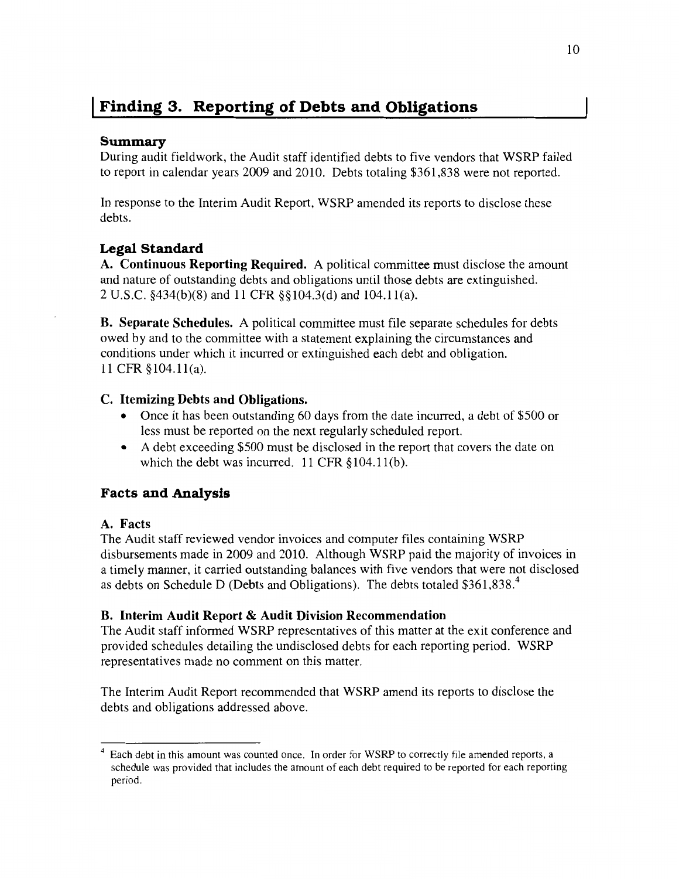# Finding 3. Reporting of Debts and Obligations

### Summary

During audit fieldwork, the Audit staff identified debts to five vendors that WSRP failed to report in calendar years 2009 and 2010. Debts totaling $361,838 were not reported.

In response to the Interim Audit Report, WSRP amended its reports to disclose these debts.

## Legal Standard

**A. Continuous Reporting Required.** A political committee must disclose the amount and nature of outstanding debts and obligations until those debts are extinguished. 2 U.S.C. §434(b)(8) and 11 CFR §§104.3(d) and 104.11(a).

**B. Separate Schedules.** A political committee must file separate schedules for debts owed by and to the committee with a statement explaining the circumstances and conditions under which it incurred or extinguished each debt and obligation. 11 CFR §104.11(a).

**C. Itemizing Debts and Obligations.**

- Once it has been outstanding 60 days from the date incurred, a debt of $500 or less must be reported on the next regularly scheduled report.
- A debt exceeding $500 must be disclosed in the report that covers the date on which the debt was incurred. 11 CFR §104.11(b).

## Facts and Analysis

**A. Facts**

The Audit staff reviewed vendor invoices and computer files containing WSRP disbursements made in 2009 and 2010. Although WSRP paid the majority of invoices in a timely manner, it carried outstanding balances with five vendors that were not disclosed as debts on Schedule D (Debts and Obligations). The debts totaled $361,838.[4]

**B. Interim Audit Report & Audit Division Recommendation**

The Audit staff informed WSRP representatives of this matter at the exit conference and provided schedules detailing the undisclosed debts for each reporting period. WSRP representatives made no comment on this matter.

The Interim Audit Report recommended that WSRP amend its reports to disclose the debts and obligations addressed above.

---

[4] Each debt in this amount was counted once. In order for WSRP to correctly file amended reports, a schedule was provided that includes the amount of each debt required to be reported for each reporting period.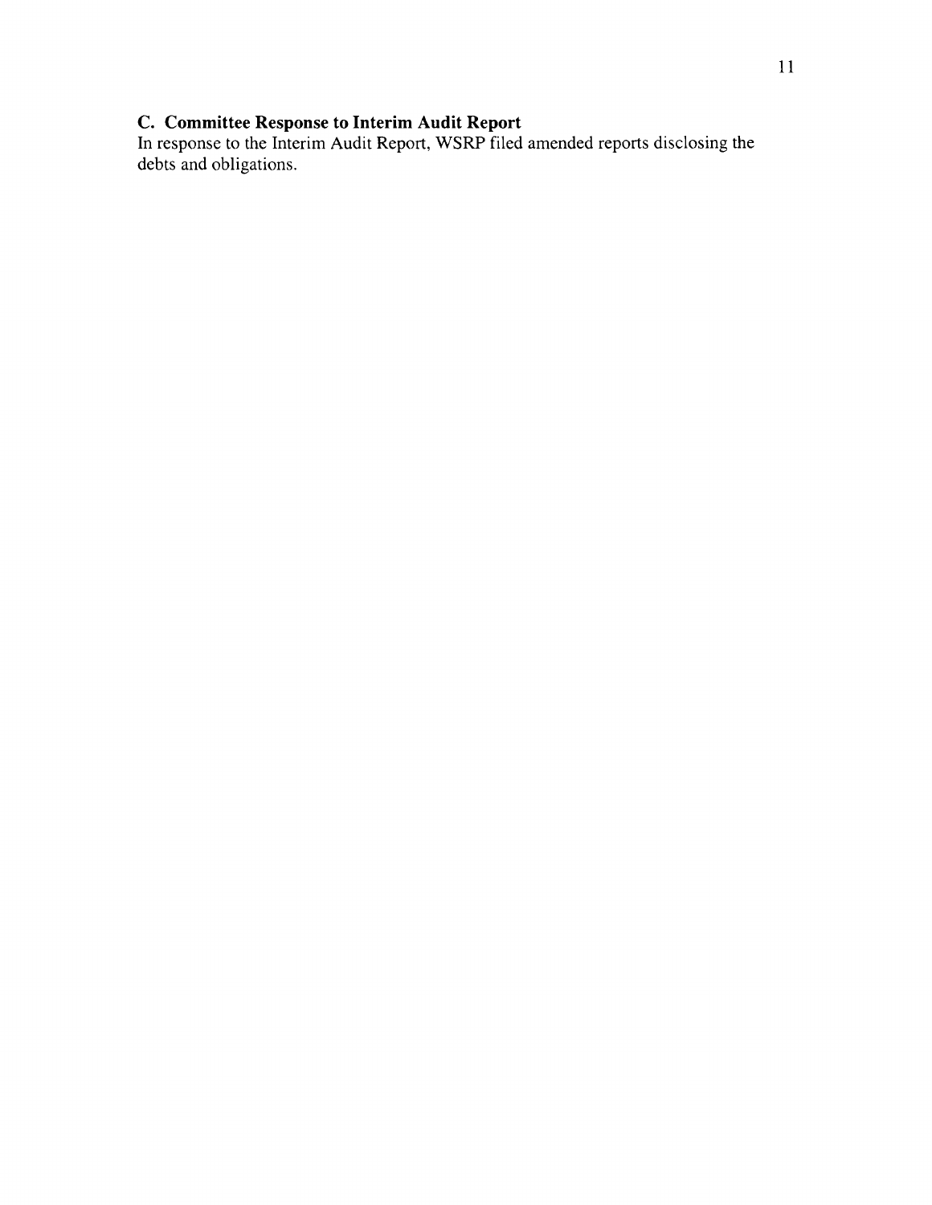### C. Committee Response to Interim Audit Report

In response to the Interim Audit Report, WSRP filed amended reports disclosing the debts and obligations.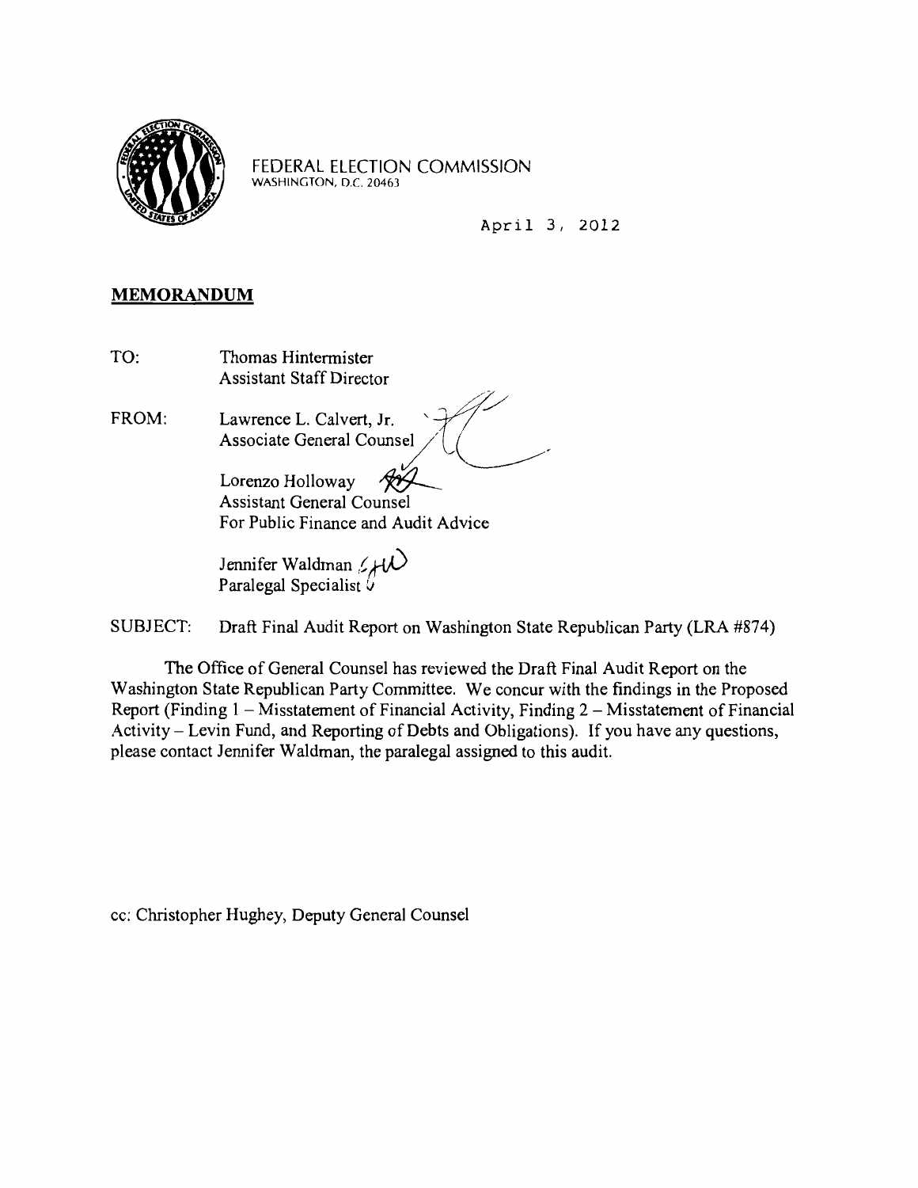FEDERAL ELECTION COMMISSION
WASHINGTON, D.C. 20463

April 3, 2012

## MEMORANDUM

TO: Thomas Hintermister
Assistant Staff Director

FROM: Lawrence L. Calvert, Jr.
Associate General Counsel

Lorenzo Holloway
Assistant General Counsel
For Public Finance and Audit Advice

Jennifer Waldman
Paralegal Specialist

SUBJECT: Draft Final Audit Report on Washington State Republican Party (LRA #874)

The Office of General Counsel has reviewed the Draft Final Audit Report on the Washington State Republican Party Committee. We concur with the findings in the Proposed Report (Finding 1 – Misstatement of Financial Activity, Finding 2 – Misstatement of Financial Activity – Levin Fund, and Reporting of Debts and Obligations). If you have any questions, please contact Jennifer Waldman, the paralegal assigned to this audit.

cc: Christopher Hughey, Deputy General Counsel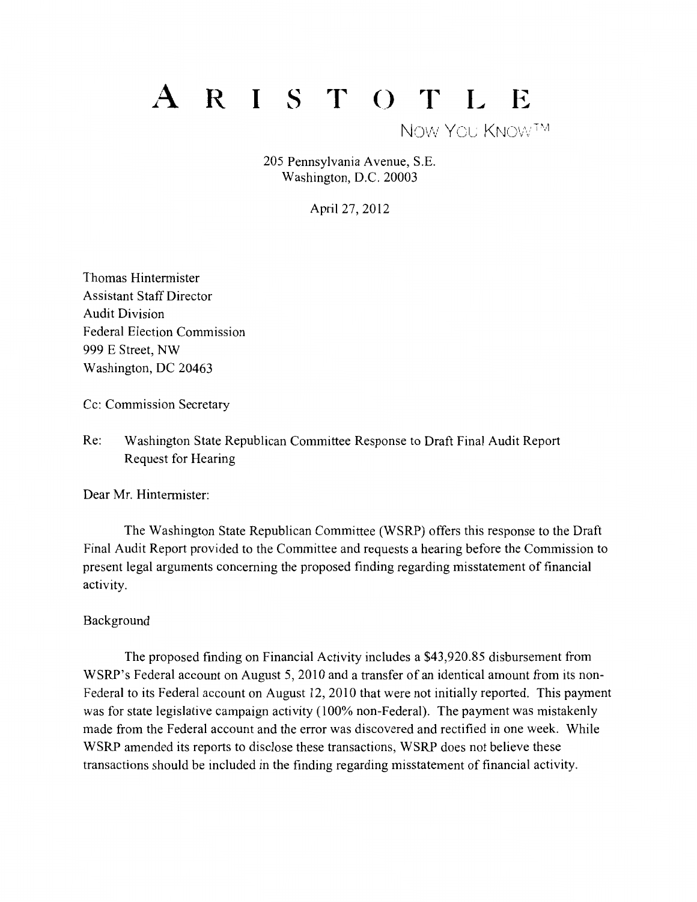# A R I S T O T L E

NOW YOU KNOW™

205 Pennsylvania Avenue, S.E.
Washington, D.C. 20003

April 27, 2012

Thomas Hintermister
Assistant Staff Director
Audit Division
Federal Election Commission
999 E Street, NW
Washington, DC 20463

Cc: Commission Secretary

Re: Washington State Republican Committee Response to Draft Final Audit Report Request for Hearing

Dear Mr. Hintermister:

The Washington State Republican Committee (WSRP) offers this response to the Draft Final Audit Report provided to the Committee and requests a hearing before the Commission to present legal arguments concerning the proposed finding regarding misstatement of financial activity.

Background

The proposed finding on Financial Activity includes a $43,920.85 disbursement from WSRP's Federal account on August 5, 2010 and a transfer of an identical amount from its non-Federal to its Federal account on August 12, 2010 that were not initially reported. This payment was for state legislative campaign activity (100% non-Federal). The payment was mistakenly made from the Federal account and the error was discovered and rectified in one week. While WSRP amended its reports to disclose these transactions, WSRP does not believe these transactions should be included in the finding regarding misstatement of financial activity.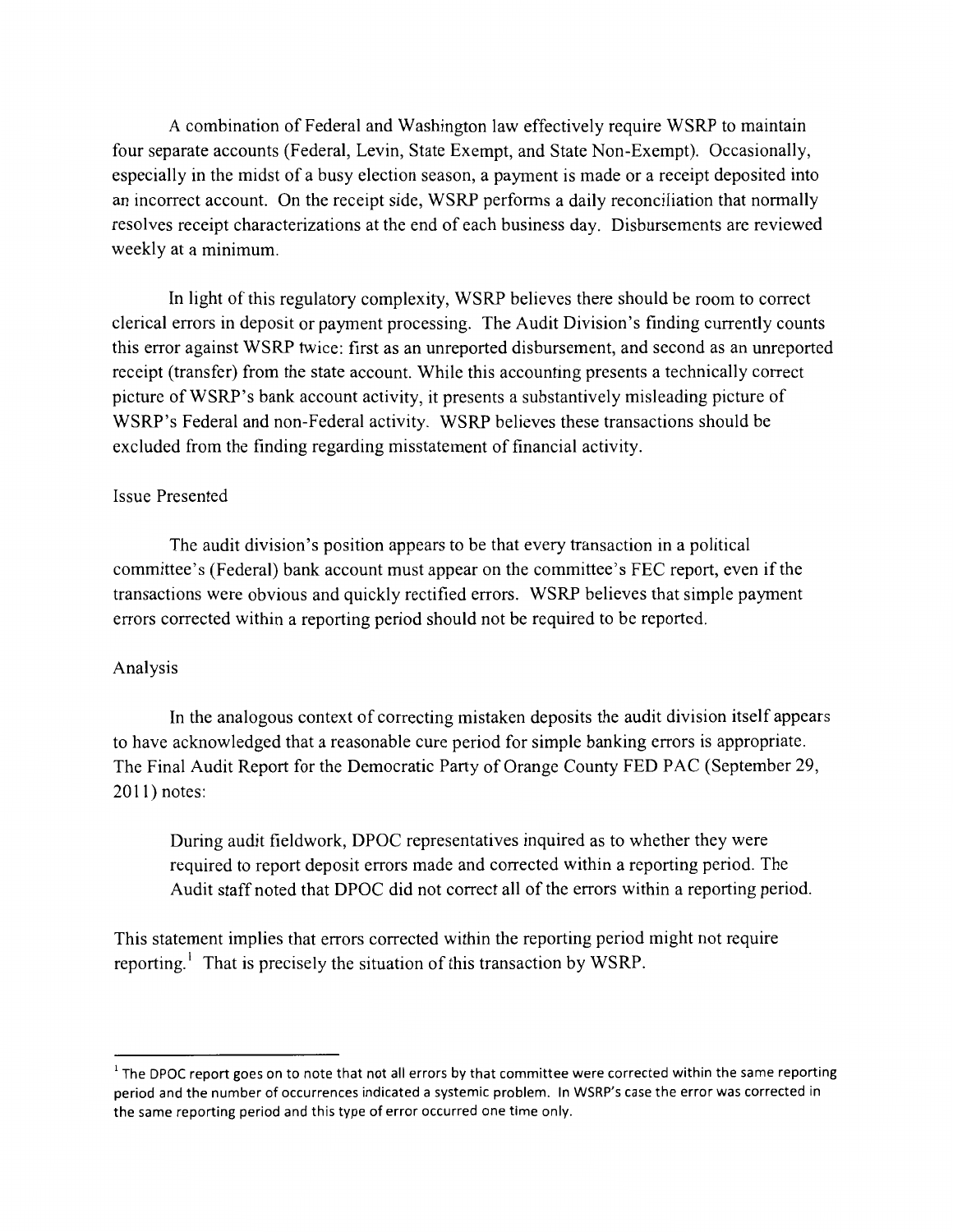A combination of Federal and Washington law effectively require WSRP to maintain four separate accounts (Federal, Levin, State Exempt, and State Non-Exempt). Occasionally, especially in the midst of a busy election season, a payment is made or a receipt deposited into an incorrect account. On the receipt side, WSRP performs a daily reconciliation that normally resolves receipt characterizations at the end of each business day. Disbursements are reviewed weekly at a minimum.

In light of this regulatory complexity, WSRP believes there should be room to correct clerical errors in deposit or payment processing. The Audit Division's finding currently counts this error against WSRP twice: first as an unreported disbursement, and second as an unreported receipt (transfer) from the state account. While this accounting presents a technically correct picture of WSRP's bank account activity, it presents a substantively misleading picture of WSRP's Federal and non-Federal activity. WSRP believes these transactions should be excluded from the finding regarding misstatement of financial activity.

Issue Presented

The audit division's position appears to be that every transaction in a political committee's (Federal) bank account must appear on the committee's FEC report, even if the transactions were obvious and quickly rectified errors. WSRP believes that simple payment errors corrected within a reporting period should not be required to be reported.

Analysis

In the analogous context of correcting mistaken deposits the audit division itself appears to have acknowledged that a reasonable cure period for simple banking errors is appropriate. The Final Audit Report for the Democratic Party of Orange County FED PAC (September 29, 2011) notes:

> During audit fieldwork, DPOC representatives inquired as to whether they were required to report deposit errors made and corrected within a reporting period. The Audit staff noted that DPOC did not correct all of the errors within a reporting period.

This statement implies that errors corrected within the reporting period might not require reporting.[1] That is precisely the situation of this transaction by WSRP.

---

[1] The DPOC report goes on to note that not all errors by that committee were corrected within the same reporting period and the number of occurrences indicated a systemic problem. In WSRP's case the error was corrected in the same reporting period and this type of error occurred one time only.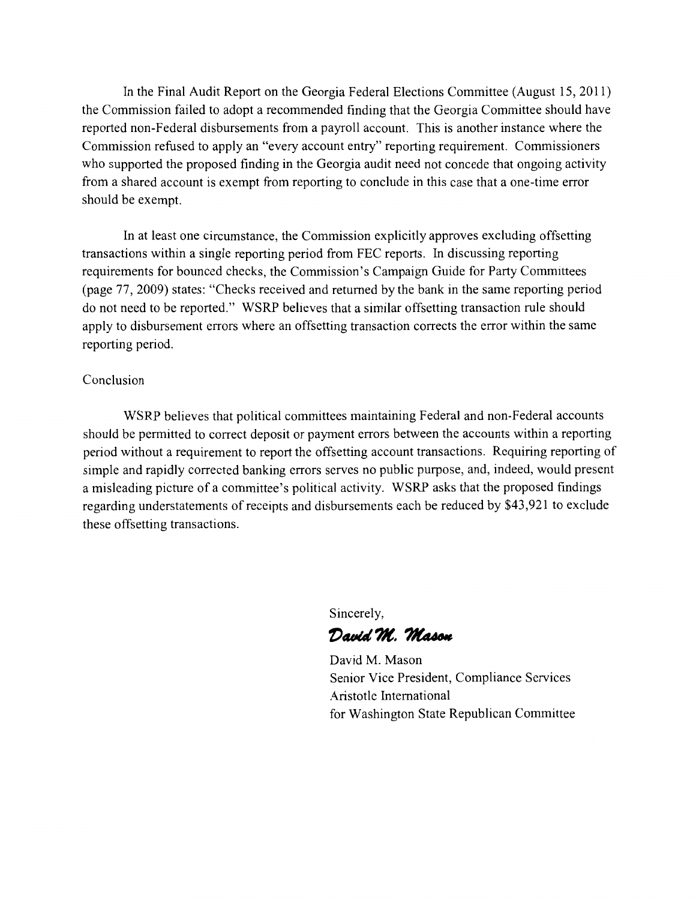In the Final Audit Report on the Georgia Federal Elections Committee (August 15, 2011) the Commission failed to adopt a recommended finding that the Georgia Committee should have reported non-Federal disbursements from a payroll account. This is another instance where the Commission refused to apply an "every account entry" reporting requirement. Commissioners who supported the proposed finding in the Georgia audit need not concede that ongoing activity from a shared account is exempt from reporting to conclude in this case that a one-time error should be exempt.

In at least one circumstance, the Commission explicitly approves excluding offsetting transactions within a single reporting period from FEC reports. In discussing reporting requirements for bounced checks, the Commission's Campaign Guide for Party Committees (page 77, 2009) states: "Checks received and returned by the bank in the same reporting period do not need to be reported." WSRP believes that a similar offsetting transaction rule should apply to disbursement errors where an offsetting transaction corrects the error within the same reporting period.

Conclusion

WSRP believes that political committees maintaining Federal and non-Federal accounts should be permitted to correct deposit or payment errors between the accounts within a reporting period without a requirement to report the offsetting account transactions. Requiring reporting of simple and rapidly corrected banking errors serves no public purpose, and, indeed, would present a misleading picture of a committee's political activity. WSRP asks that the proposed findings regarding understatements of receipts and disbursements each be reduced by $43,921 to exclude these offsetting transactions.

Sincerely,

*David M. Mason*

David M. Mason
Senior Vice President, Compliance Services
Aristotle International
for Washington State Republican Committee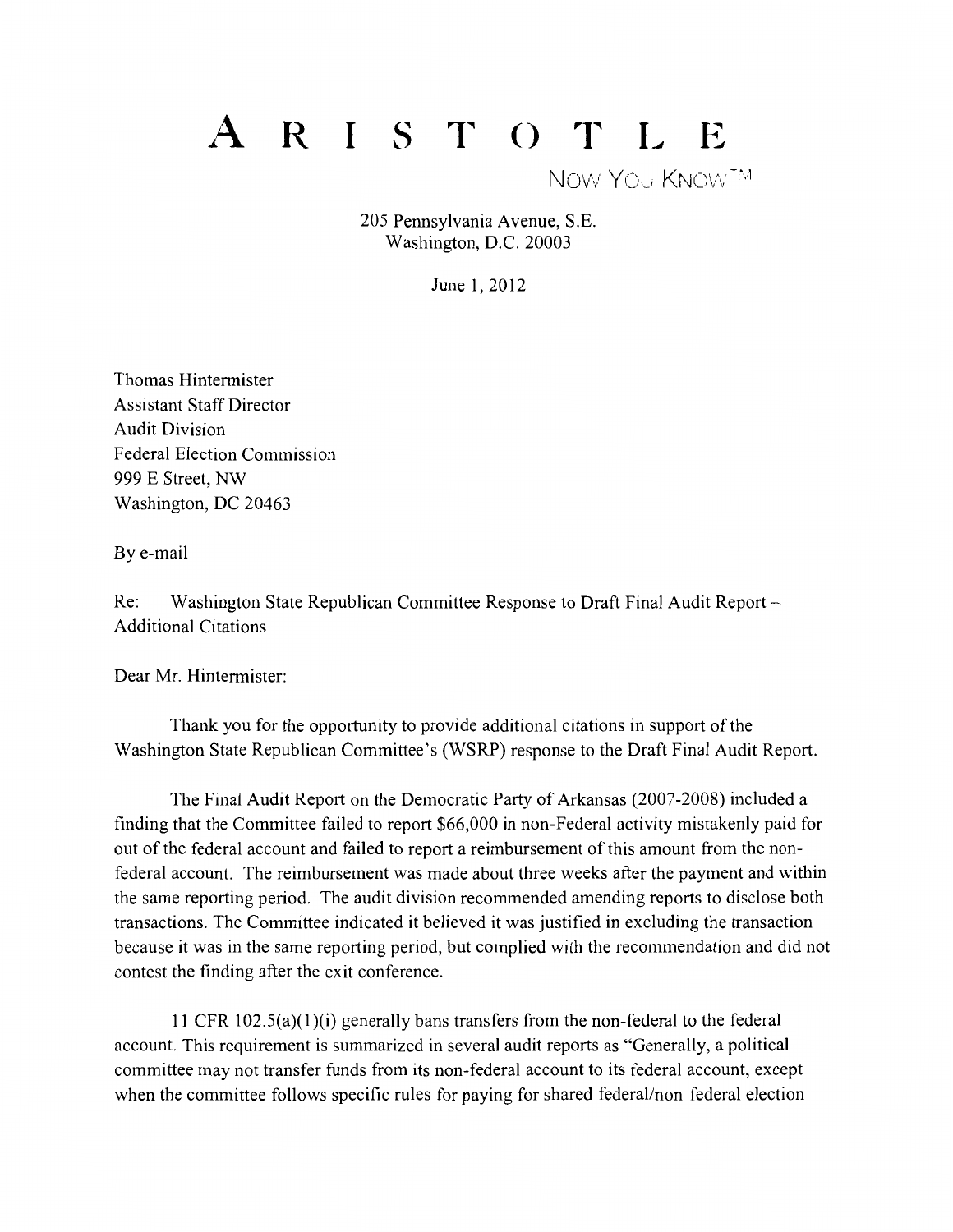# A R I S T O T L E

NOW YOU KNOW™

205 Pennsylvania Avenue, S.E.
Washington, D.C. 20003

June 1, 2012

Thomas Hintermister
Assistant Staff Director
Audit Division
Federal Election Commission
999 E Street, NW
Washington, DC 20463

By e-mail

Re: Washington State Republican Committee Response to Draft Final Audit Report – Additional Citations

Dear Mr. Hintermister:

Thank you for the opportunity to provide additional citations in support of the Washington State Republican Committee's (WSRP) response to the Draft Final Audit Report.

The Final Audit Report on the Democratic Party of Arkansas (2007-2008) included a finding that the Committee failed to report $66,000 in non-Federal activity mistakenly paid for out of the federal account and failed to report a reimbursement of this amount from the non-federal account. The reimbursement was made about three weeks after the payment and within the same reporting period. The audit division recommended amending reports to disclose both transactions. The Committee indicated it believed it was justified in excluding the transaction because it was in the same reporting period, but complied with the recommendation and did not contest the finding after the exit conference.

11 CFR 102.5(a)(1)(i) generally bans transfers from the non-federal to the federal account. This requirement is summarized in several audit reports as "Generally, a political committee may not transfer funds from its non-federal account to its federal account, except when the committee follows specific rules for paying for shared federal/non-federal election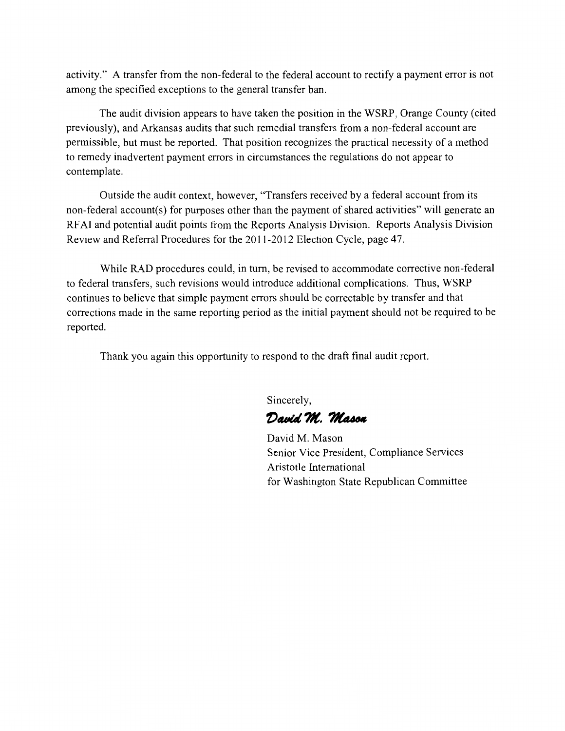activity." A transfer from the non-federal to the federal account to rectify a payment error is not among the specified exceptions to the general transfer ban.

The audit division appears to have taken the position in the WSRP, Orange County (cited previously), and Arkansas audits that such remedial transfers from a non-federal account are permissible, but must be reported. That position recognizes the practical necessity of a method to remedy inadvertent payment errors in circumstances the regulations do not appear to contemplate.

Outside the audit context, however, "Transfers received by a federal account from its non-federal account(s) for purposes other than the payment of shared activities" will generate an RFAI and potential audit points from the Reports Analysis Division. Reports Analysis Division Review and Referral Procedures for the 2011-2012 Election Cycle, page 47.

While RAD procedures could, in turn, be revised to accommodate corrective non-federal to federal transfers, such revisions would introduce additional complications. Thus, WSRP continues to believe that simple payment errors should be correctable by transfer and that corrections made in the same reporting period as the initial payment should not be required to be reported.

Thank you again this opportunity to respond to the draft final audit report.

Sincerely,

*David M. Mason*

David M. Mason
Senior Vice President, Compliance Services
Aristotle International
for Washington State Republican Committee